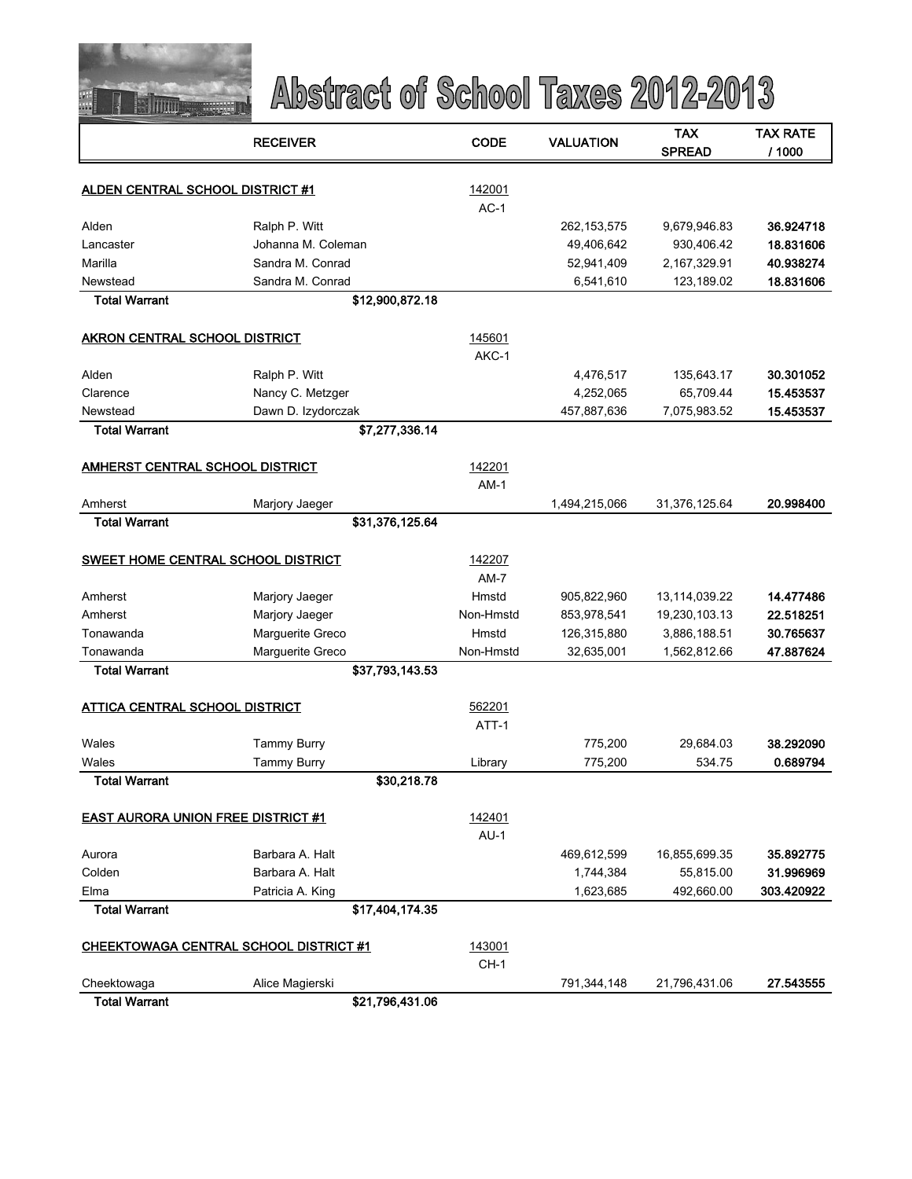# Abstract of School Taxes 2012-2013

| | RECEIVER | CODE | VALUATION | TAX SPREAD | TAX RATE / 1000 |
|---|---|---|---|---|---|
| **ALDEN CENTRAL SCHOOL DISTRICT #1** | | 142001 | | | |
| | | AC-1 | | | |
| Alden | Ralph P. Witt | | 262,153,575 | 9,679,946.83 | **36.924718** |
| Lancaster | Johanna M. Coleman | | 49,406,642 | 930,406.42 | **18.831606** |
| Marilla | Sandra M. Conrad | | 52,941,409 | 2,167,329.91 | **40.938274** |
| Newstead | Sandra M. Conrad | | 6,541,610 | 123,189.02 | **18.831606** |
| **Total Warrant** | **$12,900,872.18** | | | | |
| **AKRON CENTRAL SCHOOL DISTRICT** | | 145601 | | | |
| | | AKC-1 | | | |
| Alden | Ralph P. Witt | | 4,476,517 | 135,643.17 | **30.301052** |
| Clarence | Nancy C. Metzger | | 4,252,065 | 65,709.44 | **15.453537** |
| Newstead | Dawn D. Izydorczak | | 457,887,636 | 7,075,983.52 | **15.453537** |
| **Total Warrant** | **$7,277,336.14** | | | | |
| **AMHERST CENTRAL SCHOOL DISTRICT** | | 142201 | | | |
| | | AM-1 | | | |
| Amherst | Marjory Jaeger | | 1,494,215,066 | 31,376,125.64 | **20.998400** |
| **Total Warrant** | **$31,376,125.64** | | | | |
| **SWEET HOME CENTRAL SCHOOL DISTRICT** | | 142207 | | | |
| | | AM-7 | | | |
| Amherst | Marjory Jaeger | Hmstd | 905,822,960 | 13,114,039.22 | **14.477486** |
| Amherst | Marjory Jaeger | Non-Hmstd | 853,978,541 | 19,230,103.13 | **22.518251** |
| Tonawanda | Marguerite Greco | Hmstd | 126,315,880 | 3,886,188.51 | **30.765637** |
| Tonawanda | Marguerite Greco | Non-Hmstd | 32,635,001 | 1,562,812.66 | **47.887624** |
| **Total Warrant** | **$37,793,143.53** | | | | |
| **ATTICA CENTRAL SCHOOL DISTRICT** | | 562201 | | | |
| | | ATT-1 | | | |
| Wales | Tammy Burry | | 775,200 | 29,684.03 | **38.292090** |
| Wales | Tammy Burry | Library | 775,200 | 534.75 | **0.689794** |
| **Total Warrant** | **$30,218.78** | | | | |
| **EAST AURORA UNION FREE DISTRICT #1** | | 142401 | | | |
| | | AU-1 | | | |
| Aurora | Barbara A. Halt | | 469,612,599 | 16,855,699.35 | **35.892775** |
| Colden | Barbara A. Halt | | 1,744,384 | 55,815.00 | **31.996969** |
| Elma | Patricia A. King | | 1,623,685 | 492,660.00 | **303.420922** |
| **Total Warrant** | **$17,404,174.35** | | | | |
| **CHEEKTOWAGA CENTRAL SCHOOL DISTRICT #1** | | 143001 | | | |
| | | CH-1 | | | |
| Cheektowaga | Alice Magierski | | 791,344,148 | 21,796,431.06 | **27.543555** |
| **Total Warrant** | **$21,796,431.06** | | | | |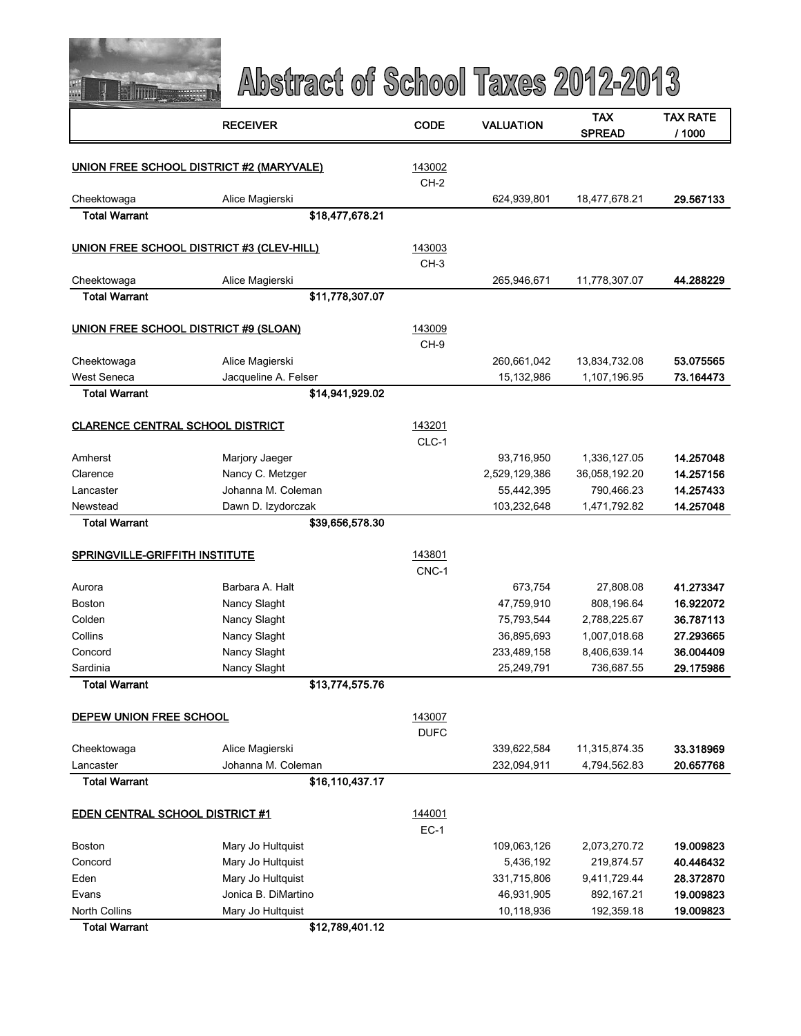# Abstract of School Taxes 2012-2013

| | RECEIVER | CODE | VALUATION | TAX SPREAD | TAX RATE / 1000 |
|---|---|---|---|---|---|
| **UNION FREE SCHOOL DISTRICT #2 (MARYVALE)** | | 143002 CH-2 | | | |
| Cheektowaga | Alice Magierski | | 624,939,801 | 18,477,678.21 | **29.567133** |
| **Total Warrant** | **$18,477,678.21** | | | | |
| **UNION FREE SCHOOL DISTRICT #3 (CLEV-HILL)** | | 143003 CH-3 | | | |
| Cheektowaga | Alice Magierski | | 265,946,671 | 11,778,307.07 | **44.288229** |
| **Total Warrant** | **$11,778,307.07** | | | | |
| **UNION FREE SCHOOL DISTRICT #9 (SLOAN)** | | 143009 CH-9 | | | |
| Cheektowaga | Alice Magierski | | 260,661,042 | 13,834,732.08 | **53.075565** |
| West Seneca | Jacqueline A. Felser | | 15,132,986 | 1,107,196.95 | **73.164473** |
| **Total Warrant** | **$14,941,929.02** | | | | |
| **CLARENCE CENTRAL SCHOOL DISTRICT** | | 143201 CLC-1 | | | |
| Amherst | Marjory Jaeger | | 93,716,950 | 1,336,127.05 | **14.257048** |
| Clarence | Nancy C. Metzger | | 2,529,129,386 | 36,058,192.20 | **14.257156** |
| Lancaster | Johanna M. Coleman | | 55,442,395 | 790,466.23 | **14.257433** |
| Newstead | Dawn D. Izydorczak | | 103,232,648 | 1,471,792.82 | **14.257048** |
| **Total Warrant** | **$39,656,578.30** | | | | |
| **SPRINGVILLE-GRIFFITH INSTITUTE** | | 143801 CNC-1 | | | |
| Aurora | Barbara A. Halt | | 673,754 | 27,808.08 | **41.273347** |
| Boston | Nancy Slaght | | 47,759,910 | 808,196.64 | **16.922072** |
| Colden | Nancy Slaght | | 75,793,544 | 2,788,225.67 | **36.787113** |
| Collins | Nancy Slaght | | 36,895,693 | 1,007,018.68 | **27.293665** |
| Concord | Nancy Slaght | | 233,489,158 | 8,406,639.14 | **36.004409** |
| Sardinia | Nancy Slaght | | 25,249,791 | 736,687.55 | **29.175986** |
| **Total Warrant** | **$13,774,575.76** | | | | |
| **DEPEW UNION FREE SCHOOL** | | 143007 DUFC | | | |
| Cheektowaga | Alice Magierski | | 339,622,584 | 11,315,874.35 | **33.318969** |
| Lancaster | Johanna M. Coleman | | 232,094,911 | 4,794,562.83 | **20.657768** |
| **Total Warrant** | **$16,110,437.17** | | | | |
| **EDEN CENTRAL SCHOOL DISTRICT #1** | | 144001 EC-1 | | | |
| Boston | Mary Jo Hultquist | | 109,063,126 | 2,073,270.72 | **19.009823** |
| Concord | Mary Jo Hultquist | | 5,436,192 | 219,874.57 | **40.446432** |
| Eden | Mary Jo Hultquist | | 331,715,806 | 9,411,729.44 | **28.372870** |
| Evans | Jonica B. DiMartino | | 46,931,905 | 892,167.21 | **19.009823** |
| North Collins | Mary Jo Hultquist | | 10,118,936 | 192,359.18 | **19.009823** |
| **Total Warrant** | **$12,789,401.12** | | | | |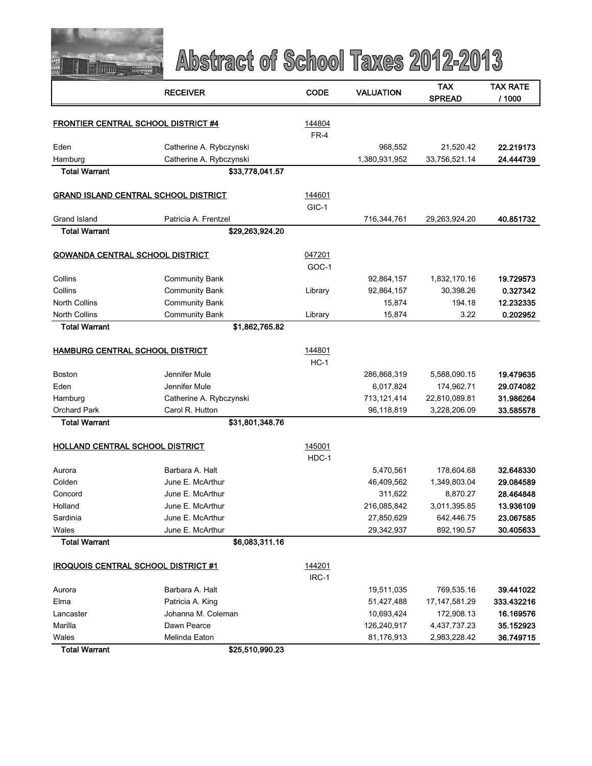# Abstract of School Taxes 2012-2013

| | RECEIVER | CODE | VALUATION | TAX SPREAD | TAX RATE / 1000 |
|---|---|---|---|---|---|
| **FRONTIER CENTRAL SCHOOL DISTRICT #4** | | 144804 | | | |
| | | FR-4 | | | |
| Eden | Catherine A. Rybczynski | | 968,552 | 21,520.42 | **22.219173** |
| Hamburg | Catherine A. Rybczynski | | 1,380,931,952 | 33,756,521.14 | **24.444739** |
| **Total Warrant** | **$33,778,041.57** | | | | |
| **GRAND ISLAND CENTRAL SCHOOL DISTRICT** | | 144601 | | | |
| | | GIC-1 | | | |
| Grand Island | Patricia A. Frentzel | | 716,344,761 | 29,263,924.20 | **40.851732** |
| **Total Warrant** | **$29,263,924.20** | | | | |
| **GOWANDA CENTRAL SCHOOL DISTRICT** | | 047201 | | | |
| | | GOC-1 | | | |
| Collins | Community Bank | | 92,864,157 | 1,832,170.16 | **19.729573** |
| Collins | Community Bank | Library | 92,864,157 | 30,398.26 | **0.327342** |
| North Collins | Community Bank | | 15,874 | 194.18 | **12.232335** |
| North Collins | Community Bank | Library | 15,874 | 3.22 | **0.202952** |
| **Total Warrant** | **$1,862,765.82** | | | | |
| **HAMBURG CENTRAL SCHOOL DISTRICT** | | 144801 | | | |
| | | HC-1 | | | |
| Boston | Jennifer Mule | | 286,868,319 | 5,588,090.15 | **19.479635** |
| Eden | Jennifer Mule | | 6,017,824 | 174,962.71 | **29.074082** |
| Hamburg | Catherine A. Rybczynski | | 713,121,414 | 22,810,089.81 | **31.986264** |
| Orchard Park | Carol R. Hutton | | 96,118,819 | 3,228,206.09 | **33.585578** |
| **Total Warrant** | **$31,801,348.76** | | | | |
| **HOLLAND CENTRAL SCHOOL DISTRICT** | | 145001 | | | |
| | | HDC-1 | | | |
| Aurora | Barbara A. Halt | | 5,470,561 | 178,604.68 | **32.648330** |
| Colden | June E. McArthur | | 46,409,562 | 1,349,803.04 | **29.084589** |
| Concord | June E. McArthur | | 311,622 | 8,870.27 | **28.464848** |
| Holland | June E. McArthur | | 216,085,842 | 3,011,395.85 | **13.936109** |
| Sardinia | June E. McArthur | | 27,850,629 | 642,446.75 | **23.067585** |
| Wales | June E. McArthur | | 29,342,937 | 892,190.57 | **30.405633** |
| **Total Warrant** | **$6,083,311.16** | | | | |
| **IROQUOIS CENTRAL SCHOOL DISTRICT #1** | | 144201 | | | |
| | | IRC-1 | | | |
| Aurora | Barbara A. Halt | | 19,511,035 | 769,535.16 | **39.441022** |
| Elma | Patricia A. King | | 51,427,488 | 17,147,581.29 | **333.432216** |
| Lancaster | Johanna M. Coleman | | 10,693,424 | 172,908.13 | **16.169576** |
| Marilla | Dawn Pearce | | 126,240,917 | 4,437,737.23 | **35.152923** |
| Wales | Melinda Eaton | | 81,176,913 | 2,983,228.42 | **36.749715** |
| **Total Warrant** | **$25,510,990.23** | | | | |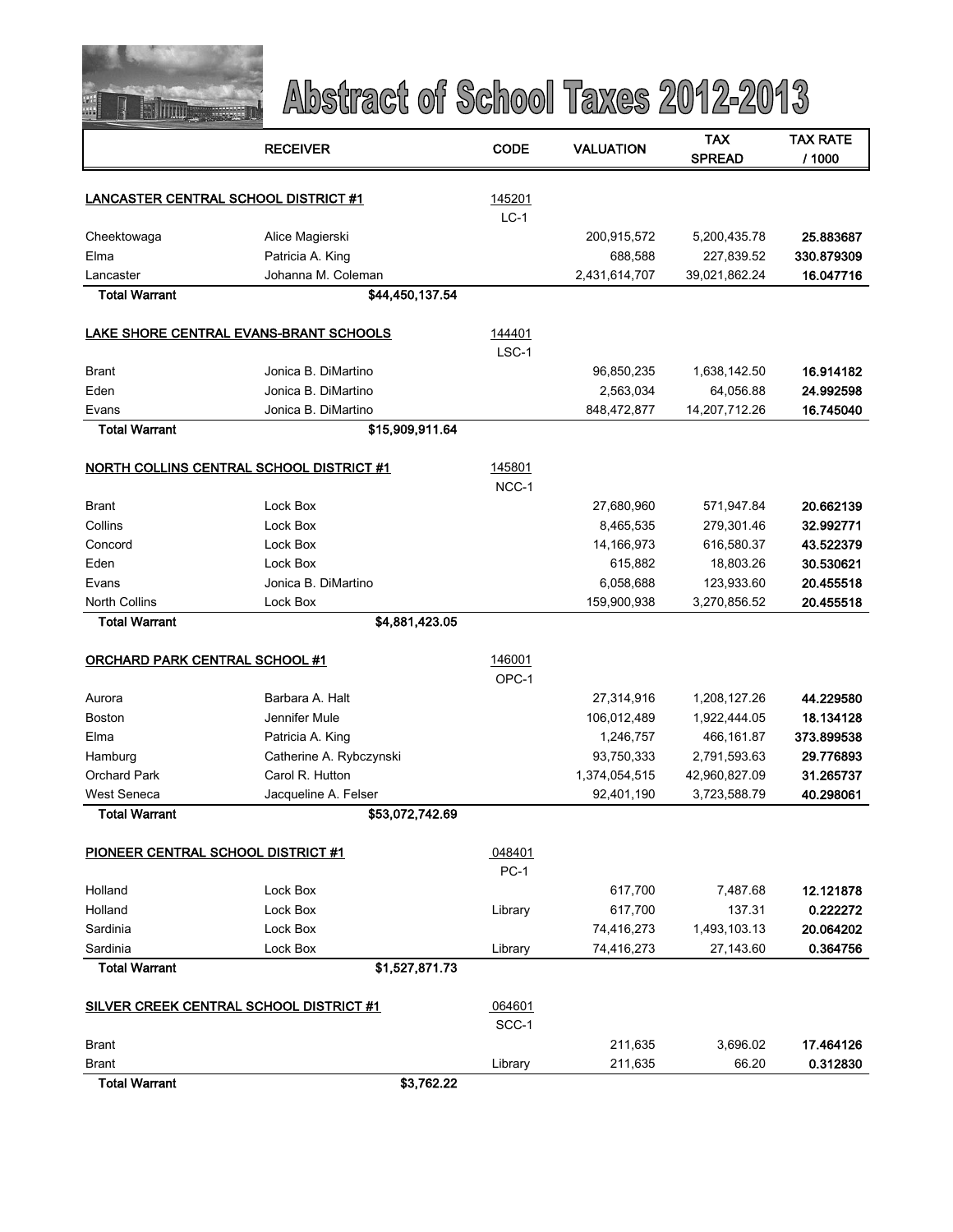# Abstract of School Taxes 2012-2013

| | RECEIVER | CODE | VALUATION | TAX SPREAD | TAX RATE / 1000 |
|---|---|---|---|---|---|
| **LANCASTER CENTRAL SCHOOL DISTRICT #1** | | 145201 | | | |
| | | LC-1 | | | |
| Cheektowaga | Alice Magierski | | 200,915,572 | 5,200,435.78 | **25.883687** |
| Elma | Patricia A. King | | 688,588 | 227,839.52 | **330.879309** |
| Lancaster | Johanna M. Coleman | | 2,431,614,707 | 39,021,862.24 | **16.047716** |
| **Total Warrant** | **$44,450,137.54** | | | | |
| **LAKE SHORE CENTRAL EVANS-BRANT SCHOOLS** | | 144401 | | | |
| | | LSC-1 | | | |
| Brant | Jonica B. DiMartino | | 96,850,235 | 1,638,142.50 | **16.914182** |
| Eden | Jonica B. DiMartino | | 2,563,034 | 64,056.88 | **24.992598** |
| Evans | Jonica B. DiMartino | | 848,472,877 | 14,207,712.26 | **16.745040** |
| **Total Warrant** | **$15,909,911.64** | | | | |
| **NORTH COLLINS CENTRAL SCHOOL DISTRICT #1** | | 145801 | | | |
| | | NCC-1 | | | |
| Brant | Lock Box | | 27,680,960 | 571,947.84 | **20.662139** |
| Collins | Lock Box | | 8,465,535 | 279,301.46 | **32.992771** |
| Concord | Lock Box | | 14,166,973 | 616,580.37 | **43.522379** |
| Eden | Lock Box | | 615,882 | 18,803.26 | **30.530621** |
| Evans | Jonica B. DiMartino | | 6,058,688 | 123,933.60 | **20.455518** |
| North Collins | Lock Box | | 159,900,938 | 3,270,856.52 | **20.455518** |
| **Total Warrant** | **$4,881,423.05** | | | | |
| **ORCHARD PARK CENTRAL SCHOOL #1** | | 146001 | | | |
| | | OPC-1 | | | |
| Aurora | Barbara A. Halt | | 27,314,916 | 1,208,127.26 | **44.229580** |
| Boston | Jennifer Mule | | 106,012,489 | 1,922,444.05 | **18.134128** |
| Elma | Patricia A. King | | 1,246,757 | 466,161.87 | **373.899538** |
| Hamburg | Catherine A. Rybczynski | | 93,750,333 | 2,791,593.63 | **29.776893** |
| Orchard Park | Carol R. Hutton | | 1,374,054,515 | 42,960,827.09 | **31.265737** |
| West Seneca | Jacqueline A. Felser | | 92,401,190 | 3,723,588.79 | **40.298061** |
| **Total Warrant** | **$53,072,742.69** | | | | |
| **PIONEER CENTRAL SCHOOL DISTRICT #1** | | 048401 | | | |
| | | PC-1 | | | |
| Holland | Lock Box | | 617,700 | 7,487.68 | **12.121878** |
| Holland | Lock Box | Library | 617,700 | 137.31 | **0.222272** |
| Sardinia | Lock Box | | 74,416,273 | 1,493,103.13 | **20.064202** |
| Sardinia | Lock Box | Library | 74,416,273 | 27,143.60 | **0.364756** |
| **Total Warrant** | **$1,527,871.73** | | | | |
| **SILVER CREEK CENTRAL SCHOOL DISTRICT #1** | | 064601 | | | |
| | | SCC-1 | | | |
| Brant | | | 211,635 | 3,696.02 | **17.464126** |
| Brant | | Library | 211,635 | 66.20 | **0.312830** |
| **Total Warrant** | **$3,762.22** | | | | |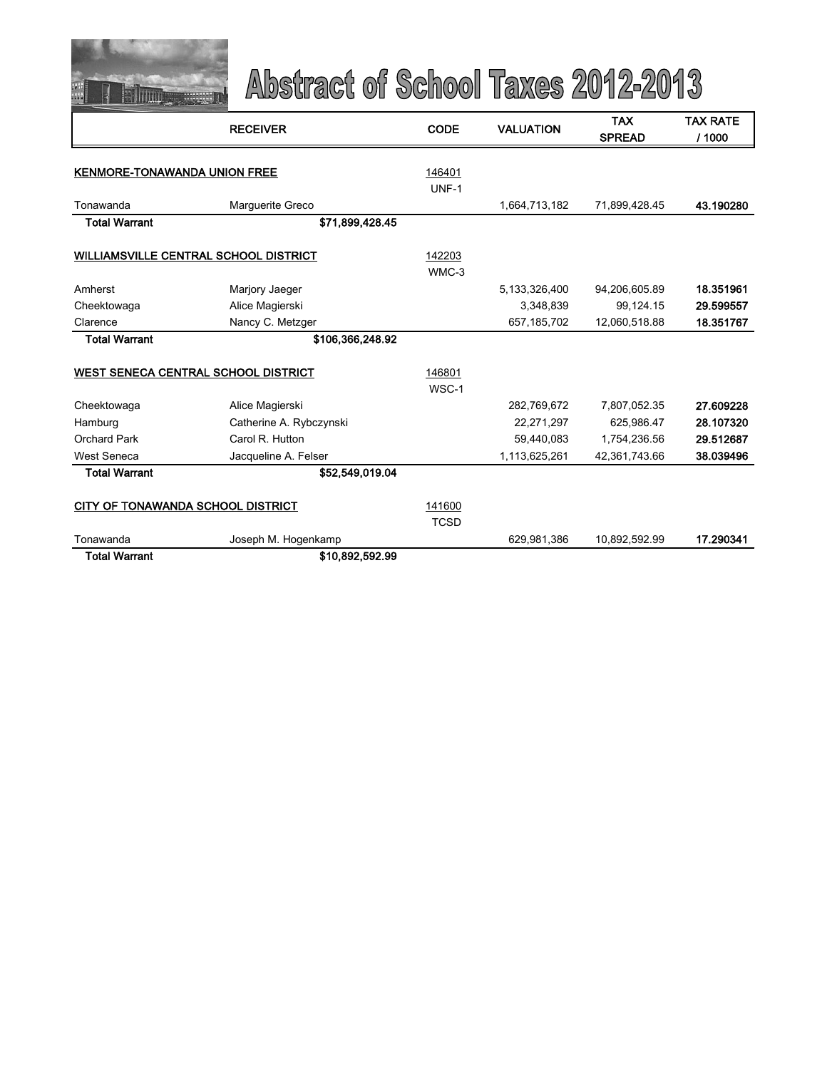# Abstract of School Taxes 2012-2013

| | RECEIVER | CODE | VALUATION | TAX SPREAD | TAX RATE / 1000 |
|---|---|---|---|---|---|
| **KENMORE-TONAWANDA UNION FREE** | | 146401 | | | |
| | | UNF-1 | | | |
| Tonawanda | Marguerite Greco | | 1,664,713,182 | 71,899,428.45 | **43.190280** |
| **Total Warrant** | **$71,899,428.45** | | | | |
| **WILLIAMSVILLE CENTRAL SCHOOL DISTRICT** | | 142203 | | | |
| | | WMC-3 | | | |
| Amherst | Marjory Jaeger | | 5,133,326,400 | 94,206,605.89 | **18.351961** |
| Cheektowaga | Alice Magierski | | 3,348,839 | 99,124.15 | **29.599557** |
| Clarence | Nancy C. Metzger | | 657,185,702 | 12,060,518.88 | **18.351767** |
| **Total Warrant** | **$106,366,248.92** | | | | |
| **WEST SENECA CENTRAL SCHOOL DISTRICT** | | 146801 | | | |
| | | WSC-1 | | | |
| Cheektowaga | Alice Magierski | | 282,769,672 | 7,807,052.35 | **27.609228** |
| Hamburg | Catherine A. Rybczynski | | 22,271,297 | 625,986.47 | **28.107320** |
| Orchard Park | Carol R. Hutton | | 59,440,083 | 1,754,236.56 | **29.512687** |
| West Seneca | Jacqueline A. Felser | | 1,113,625,261 | 42,361,743.66 | **38.039496** |
| **Total Warrant** | **$52,549,019.04** | | | | |
| **CITY OF TONAWANDA SCHOOL DISTRICT** | | 141600 | | | |
| | | TCSD | | | |
| Tonawanda | Joseph M. Hogenkamp | | 629,981,386 | 10,892,592.99 | **17.290341** |
| **Total Warrant** | **$10,892,592.99** | | | | |